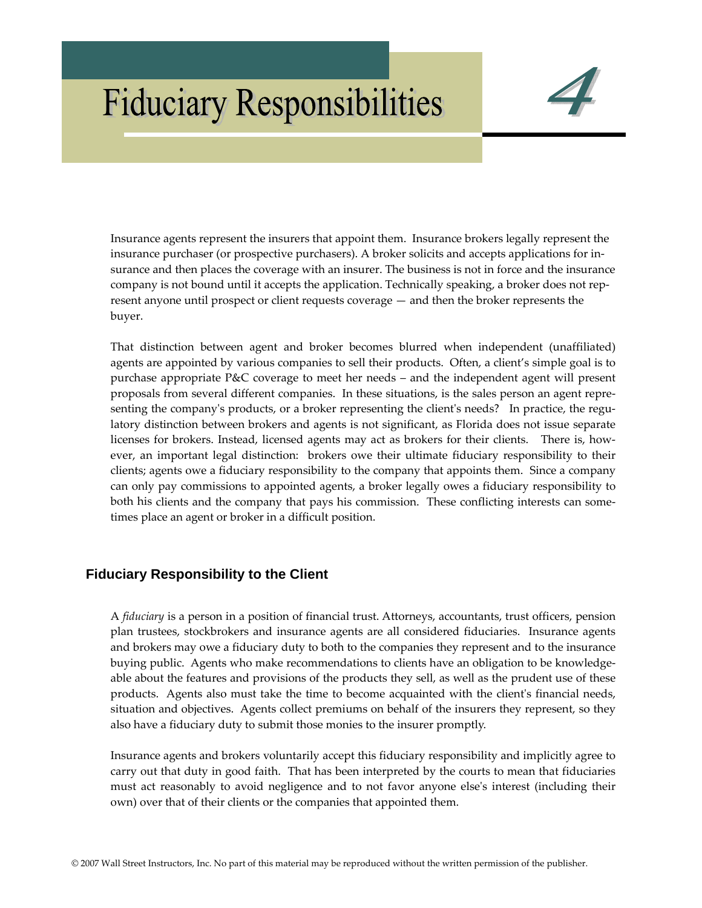# Fiduciary Responsibilities 4

Insurance agents represent the insurers that appoint them. Insurance brokers legally represent the insurance purchaser (or prospective purchasers). A broker solicits and accepts applications for insurance and then places the coverage with an insurer. The business is not in force and the insurance company is not bound until it accepts the application. Technically speaking, a broker does not represent anyone until prospect or client requests coverage — and then the broker represents the buyer.

That distinction between agent and broker becomes blurred when independent (unaffiliated) agents are appointed by various companies to sell their products. Often, a client's simple goal is to purchase appropriate P&C coverage to meet her needs – and the independent agent will present proposals from several different companies. In these situations, is the sales person an agent representing the company's products, or a broker representing the client's needs? In practice, the regulatory distinction between brokers and agents is not significant, as Florida does not issue separate licenses for brokers. Instead, licensed agents may act as brokers for their clients. There is, however, an important legal distinction: brokers owe their ultimate fiduciary responsibility to their clients; agents owe a fiduciary responsibility to the company that appoints them. Since a company can only pay commissions to appointed agents, a broker legally owes a fiduciary responsibility to both his clients and the company that pays his commission. These conflicting interests can sometimes place an agent or broker in a difficult position.

## Fiduciary Responsibility to the Client

A *fiduciary* is a person in a position of financial trust. Attorneys, accountants, trust officers, pension plan trustees, stockbrokers and insurance agents are all considered fiduciaries. Insurance agents and brokers may owe a fiduciary duty to both to the companies they represent and to the insurance buying public. Agents who make recommendations to clients have an obligation to be knowledgeable about the features and provisions of the products they sell, as well as the prudent use of these products. Agents also must take the time to become acquainted with the client's financial needs, situation and objectives. Agents collect premiums on behalf of the insurers they represent, so they also have a fiduciary duty to submit those monies to the insurer promptly.

Insurance agents and brokers voluntarily accept this fiduciary responsibility and implicitly agree to carry out that duty in good faith. That has been interpreted by the courts to mean that fiduciaries must act reasonably to avoid negligence and to not favor anyone else's interest (including their own) over that of their clients or the companies that appointed them.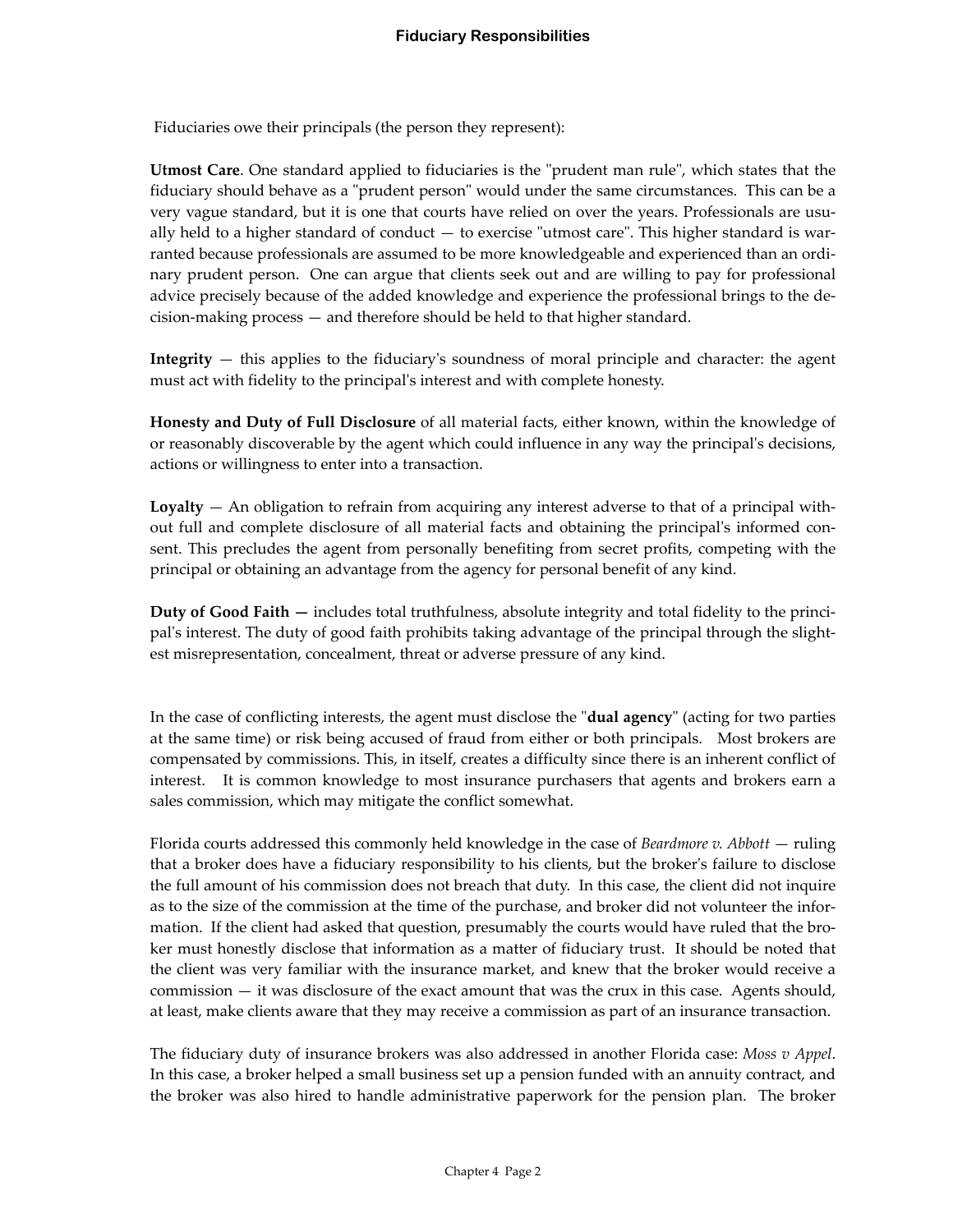Fiduciaries owe their principals (the person they represent):

**Utmost Care**. One standard applied to fiduciaries is the "prudent man rule", which states that the fiduciary should behave as a "prudent person" would under the same circumstances. This can be a very vague standard, but it is one that courts have relied on over the years. Professionals are usually held to a higher standard of conduct — to exercise "utmost care". This higher standard is warranted because professionals are assumed to be more knowledgeable and experienced than an ordinary prudent person. One can argue that clients seek out and are willing to pay for professional advice precisely because of the added knowledge and experience the professional brings to the decision-making process — and therefore should be held to that higher standard.

**Integrity** — this applies to the fiduciary's soundness of moral principle and character: the agent must act with fidelity to the principal's interest and with complete honesty.

**Honesty and Duty of Full Disclosure** of all material facts, either known, within the knowledge of or reasonably discoverable by the agent which could influence in any way the principal's decisions, actions or willingness to enter into a transaction.

**Loyalty** — An obligation to refrain from acquiring any interest adverse to that of a principal without full and complete disclosure of all material facts and obtaining the principal's informed consent. This precludes the agent from personally benefiting from secret profits, competing with the principal or obtaining an advantage from the agency for personal benefit of any kind.

**Duty of Good Faith —** includes total truthfulness, absolute integrity and total fidelity to the principal's interest. The duty of good faith prohibits taking advantage of the principal through the slightest misrepresentation, concealment, threat or adverse pressure of any kind.

In the case of conflicting interests, the agent must disclose the "**dual agency**" (acting for two parties at the same time) or risk being accused of fraud from either or both principals. Most brokers are compensated by commissions. This, in itself, creates a difficulty since there is an inherent conflict of interest. It is common knowledge to most insurance purchasers that agents and brokers earn a sales commission, which may mitigate the conflict somewhat.

Florida courts addressed this commonly held knowledge in the case of *Beardmore v. Abbott* — ruling that a broker does have a fiduciary responsibility to his clients, but the broker's failure to disclose the full amount of his commission does not breach that duty. In this case, the client did not inquire as to the size of the commission at the time of the purchase, and broker did not volunteer the information. If the client had asked that question, presumably the courts would have ruled that the broker must honestly disclose that information as a matter of fiduciary trust. It should be noted that the client was very familiar with the insurance market, and knew that the broker would receive a commission — it was disclosure of the exact amount that was the crux in this case. Agents should, at least, make clients aware that they may receive a commission as part of an insurance transaction.

The fiduciary duty of insurance brokers was also addressed in another Florida case: *Moss v Appel*. In this case, a broker helped a small business set up a pension funded with an annuity contract, and the broker was also hired to handle administrative paperwork for the pension plan. The broker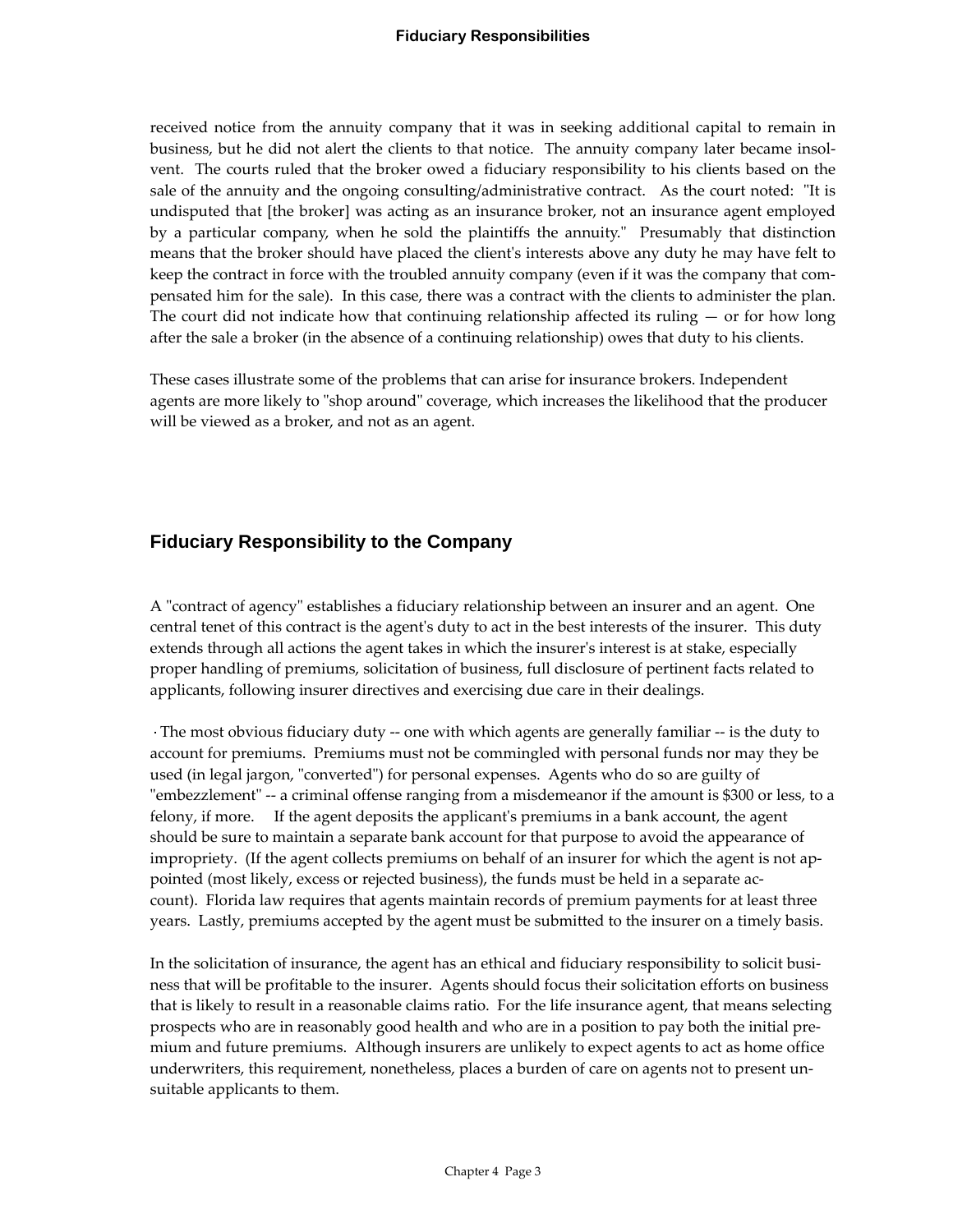received notice from the annuity company that it was in seeking additional capital to remain in business, but he did not alert the clients to that notice. The annuity company later became insolvent. The courts ruled that the broker owed a fiduciary responsibility to his clients based on the sale of the annuity and the ongoing consulting/administrative contract. As the court noted: "It is undisputed that [the broker] was acting as an insurance broker, not an insurance agent employed by a particular company, when he sold the plaintiffs the annuity." Presumably that distinction means that the broker should have placed the client's interests above any duty he may have felt to keep the contract in force with the troubled annuity company (even if it was the company that compensated him for the sale). In this case, there was a contract with the clients to administer the plan. The court did not indicate how that continuing relationship affected its ruling — or for how long after the sale a broker (in the absence of a continuing relationship) owes that duty to his clients.

These cases illustrate some of the problems that can arise for insurance brokers. Independent agents are more likely to "shop around" coverage, which increases the likelihood that the producer will be viewed as a broker, and not as an agent.

## Fiduciary Responsibility to the Company

A "contract of agency" establishes a fiduciary relationship between an insurer and an agent. One central tenet of this contract is the agent's duty to act in the best interests of the insurer. This duty extends through all actions the agent takes in which the insurer's interest is at stake, especially proper handling of premiums, solicitation of business, full disclosure of pertinent facts related to applicants, following insurer directives and exercising due care in their dealings.

· The most obvious fiduciary duty -- one with which agents are generally familiar -- is the duty to account for premiums. Premiums must not be commingled with personal funds nor may they be used (in legal jargon, "converted") for personal expenses. Agents who do so are guilty of "embezzlement" -- a criminal offense ranging from a misdemeanor if the amount is $300 or less, to a felony, if more. If the agent deposits the applicant's premiums in a bank account, the agent should be sure to maintain a separate bank account for that purpose to avoid the appearance of impropriety. (If the agent collects premiums on behalf of an insurer for which the agent is not appointed (most likely, excess or rejected business), the funds must be held in a separate account). Florida law requires that agents maintain records of premium payments for at least three years. Lastly, premiums accepted by the agent must be submitted to the insurer on a timely basis.

In the solicitation of insurance, the agent has an ethical and fiduciary responsibility to solicit business that will be profitable to the insurer. Agents should focus their solicitation efforts on business that is likely to result in a reasonable claims ratio. For the life insurance agent, that means selecting prospects who are in reasonably good health and who are in a position to pay both the initial premium and future premiums. Although insurers are unlikely to expect agents to act as home office underwriters, this requirement, nonetheless, places a burden of care on agents not to present unsuitable applicants to them.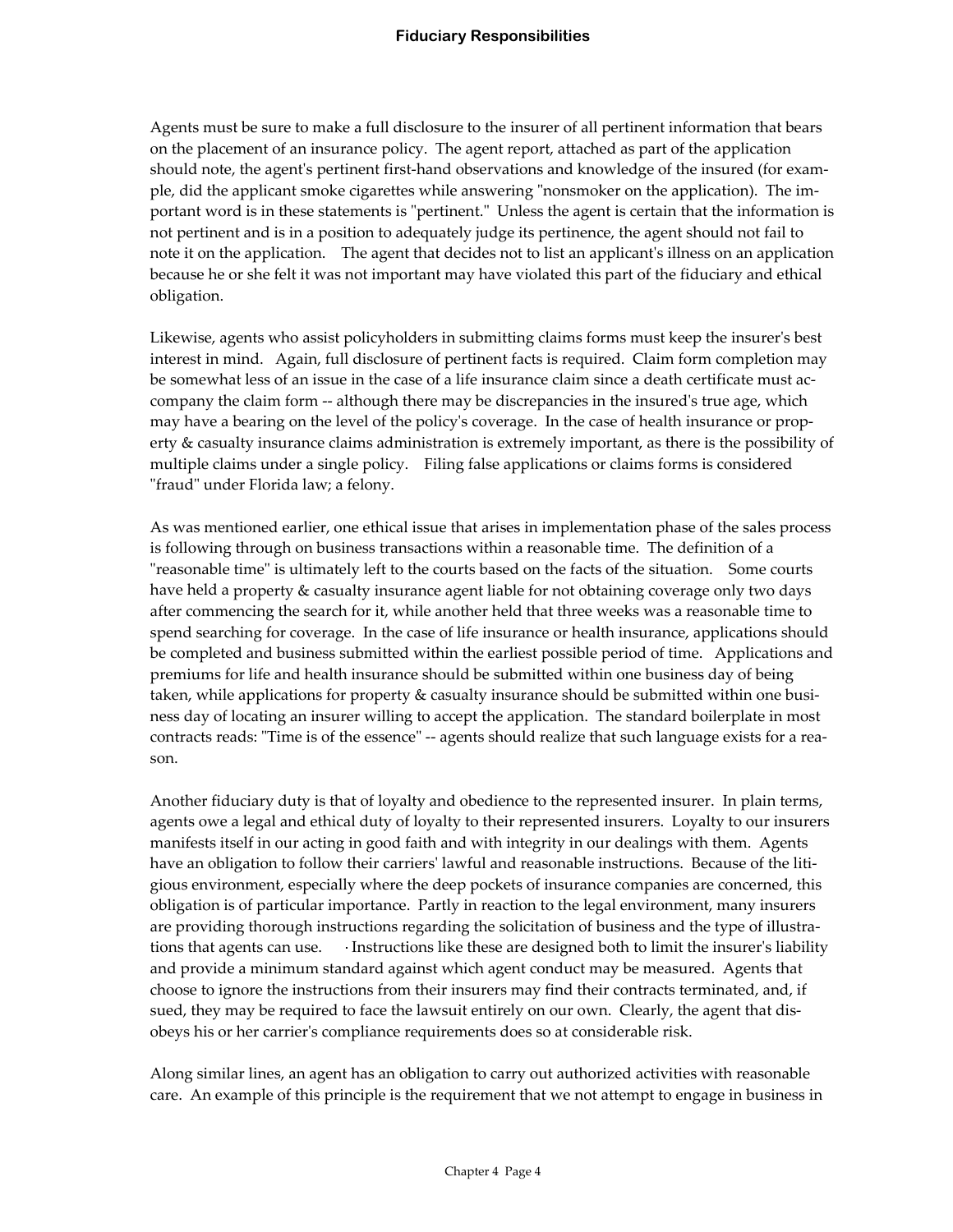Agents must be sure to make a full disclosure to the insurer of all pertinent information that bears on the placement of an insurance policy. The agent report, attached as part of the application should note, the agent's pertinent first-hand observations and knowledge of the insured (for example, did the applicant smoke cigarettes while answering "nonsmoker on the application). The important word is in these statements is "pertinent." Unless the agent is certain that the information is not pertinent and is in a position to adequately judge its pertinence, the agent should not fail to note it on the application. The agent that decides not to list an applicant's illness on an application because he or she felt it was not important may have violated this part of the fiduciary and ethical obligation.

Likewise, agents who assist policyholders in submitting claims forms must keep the insurer's best interest in mind. Again, full disclosure of pertinent facts is required. Claim form completion may be somewhat less of an issue in the case of a life insurance claim since a death certificate must accompany the claim form -- although there may be discrepancies in the insured's true age, which may have a bearing on the level of the policy's coverage. In the case of health insurance or property & casualty insurance claims administration is extremely important, as there is the possibility of multiple claims under a single policy. Filing false applications or claims forms is considered "fraud" under Florida law; a felony.

As was mentioned earlier, one ethical issue that arises in implementation phase of the sales process is following through on business transactions within a reasonable time. The definition of a "reasonable time" is ultimately left to the courts based on the facts of the situation. Some courts have held a property & casualty insurance agent liable for not obtaining coverage only two days after commencing the search for it, while another held that three weeks was a reasonable time to spend searching for coverage. In the case of life insurance or health insurance, applications should be completed and business submitted within the earliest possible period of time. Applications and premiums for life and health insurance should be submitted within one business day of being taken, while applications for property & casualty insurance should be submitted within one business day of locating an insurer willing to accept the application. The standard boilerplate in most contracts reads: "Time is of the essence" -- agents should realize that such language exists for a reason.

Another fiduciary duty is that of loyalty and obedience to the represented insurer. In plain terms, agents owe a legal and ethical duty of loyalty to their represented insurers. Loyalty to our insurers manifests itself in our acting in good faith and with integrity in our dealings with them. Agents have an obligation to follow their carriers' lawful and reasonable instructions. Because of the litigious environment, especially where the deep pockets of insurance companies are concerned, this obligation is of particular importance. Partly in reaction to the legal environment, many insurers are providing thorough instructions regarding the solicitation of business and the type of illustrations that agents can use. · Instructions like these are designed both to limit the insurer's liability and provide a minimum standard against which agent conduct may be measured. Agents that choose to ignore the instructions from their insurers may find their contracts terminated, and, if sued, they may be required to face the lawsuit entirely on our own. Clearly, the agent that disobeys his or her carrier's compliance requirements does so at considerable risk.

Along similar lines, an agent has an obligation to carry out authorized activities with reasonable care. An example of this principle is the requirement that we not attempt to engage in business in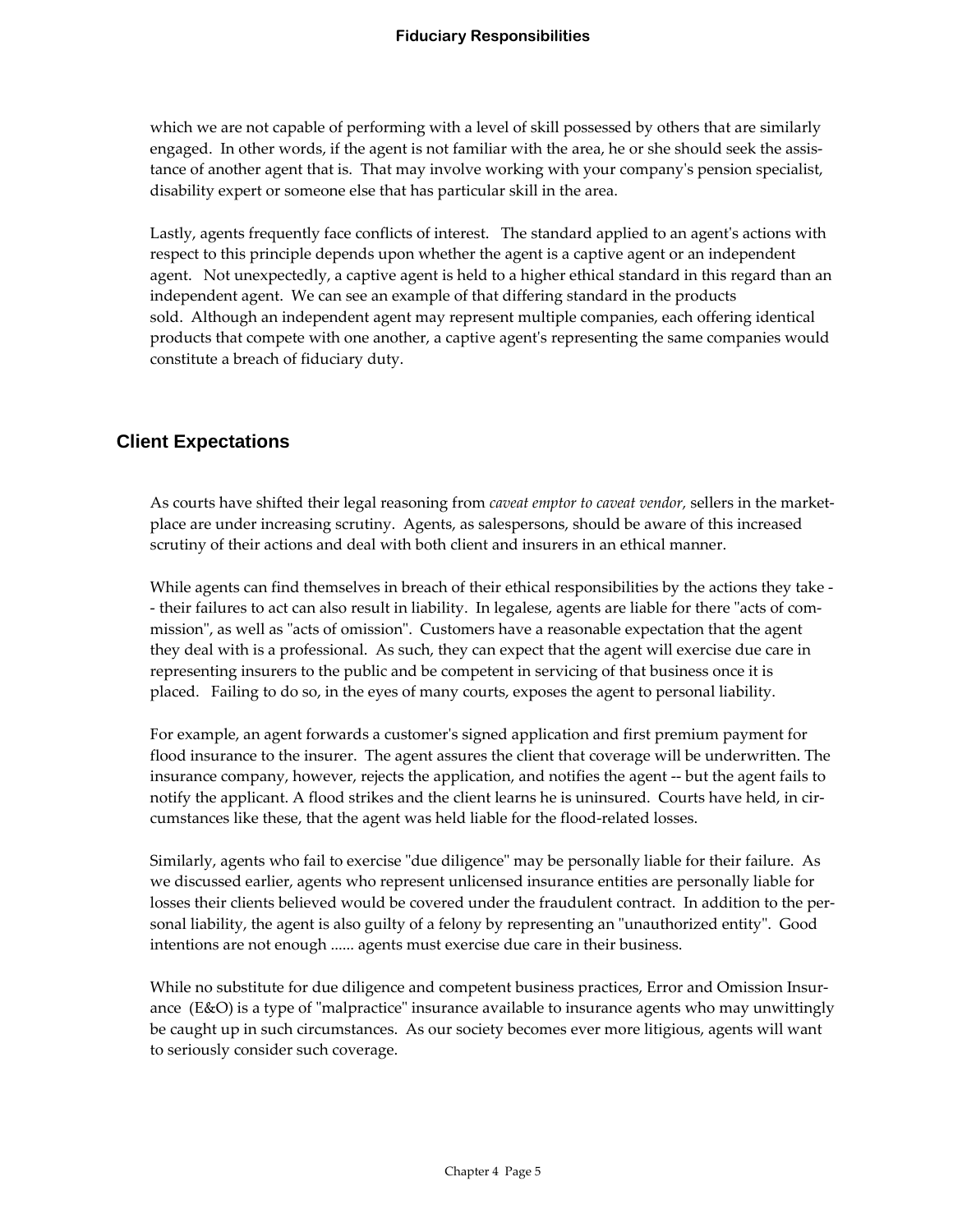which we are not capable of performing with a level of skill possessed by others that are similarly engaged. In other words, if the agent is not familiar with the area, he or she should seek the assistance of another agent that is. That may involve working with your company's pension specialist, disability expert or someone else that has particular skill in the area.

Lastly, agents frequently face conflicts of interest. The standard applied to an agent's actions with respect to this principle depends upon whether the agent is a captive agent or an independent agent. Not unexpectedly, a captive agent is held to a higher ethical standard in this regard than an independent agent. We can see an example of that differing standard in the products sold. Although an independent agent may represent multiple companies, each offering identical products that compete with one another, a captive agent's representing the same companies would constitute a breach of fiduciary duty.

## Client Expectations

As courts have shifted their legal reasoning from *caveat emptor to caveat vendor,* sellers in the marketplace are under increasing scrutiny. Agents, as salespersons, should be aware of this increased scrutiny of their actions and deal with both client and insurers in an ethical manner.

While agents can find themselves in breach of their ethical responsibilities by the actions they take -- their failures to act can also result in liability. In legalese, agents are liable for there "acts of commission", as well as "acts of omission". Customers have a reasonable expectation that the agent they deal with is a professional. As such, they can expect that the agent will exercise due care in representing insurers to the public and be competent in servicing of that business once it is placed. Failing to do so, in the eyes of many courts, exposes the agent to personal liability.

For example, an agent forwards a customer's signed application and first premium payment for flood insurance to the insurer. The agent assures the client that coverage will be underwritten. The insurance company, however, rejects the application, and notifies the agent -- but the agent fails to notify the applicant. A flood strikes and the client learns he is uninsured. Courts have held, in circumstances like these, that the agent was held liable for the flood-related losses.

Similarly, agents who fail to exercise "due diligence" may be personally liable for their failure. As we discussed earlier, agents who represent unlicensed insurance entities are personally liable for losses their clients believed would be covered under the fraudulent contract. In addition to the personal liability, the agent is also guilty of a felony by representing an "unauthorized entity". Good intentions are not enough ...... agents must exercise due care in their business.

While no substitute for due diligence and competent business practices, Error and Omission Insurance (E&O) is a type of "malpractice" insurance available to insurance agents who may unwittingly be caught up in such circumstances. As our society becomes ever more litigious, agents will want to seriously consider such coverage.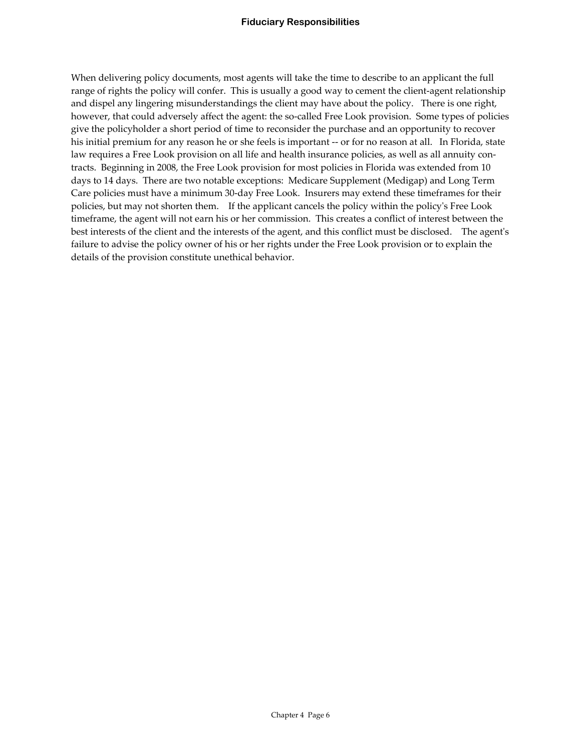When delivering policy documents, most agents will take the time to describe to an applicant the full range of rights the policy will confer. This is usually a good way to cement the client-agent relationship and dispel any lingering misunderstandings the client may have about the policy. There is one right, however, that could adversely affect the agent: the so-called Free Look provision. Some types of policies give the policyholder a short period of time to reconsider the purchase and an opportunity to recover his initial premium for any reason he or she feels is important -- or for no reason at all. In Florida, state law requires a Free Look provision on all life and health insurance policies, as well as all annuity contracts. Beginning in 2008, the Free Look provision for most policies in Florida was extended from 10 days to 14 days. There are two notable exceptions: Medicare Supplement (Medigap) and Long Term Care policies must have a minimum 30-day Free Look. Insurers may extend these timeframes for their policies, but may not shorten them. If the applicant cancels the policy within the policy's Free Look timeframe, the agent will not earn his or her commission. This creates a conflict of interest between the best interests of the client and the interests of the agent, and this conflict must be disclosed. The agent's failure to advise the policy owner of his or her rights under the Free Look provision or to explain the details of the provision constitute unethical behavior.